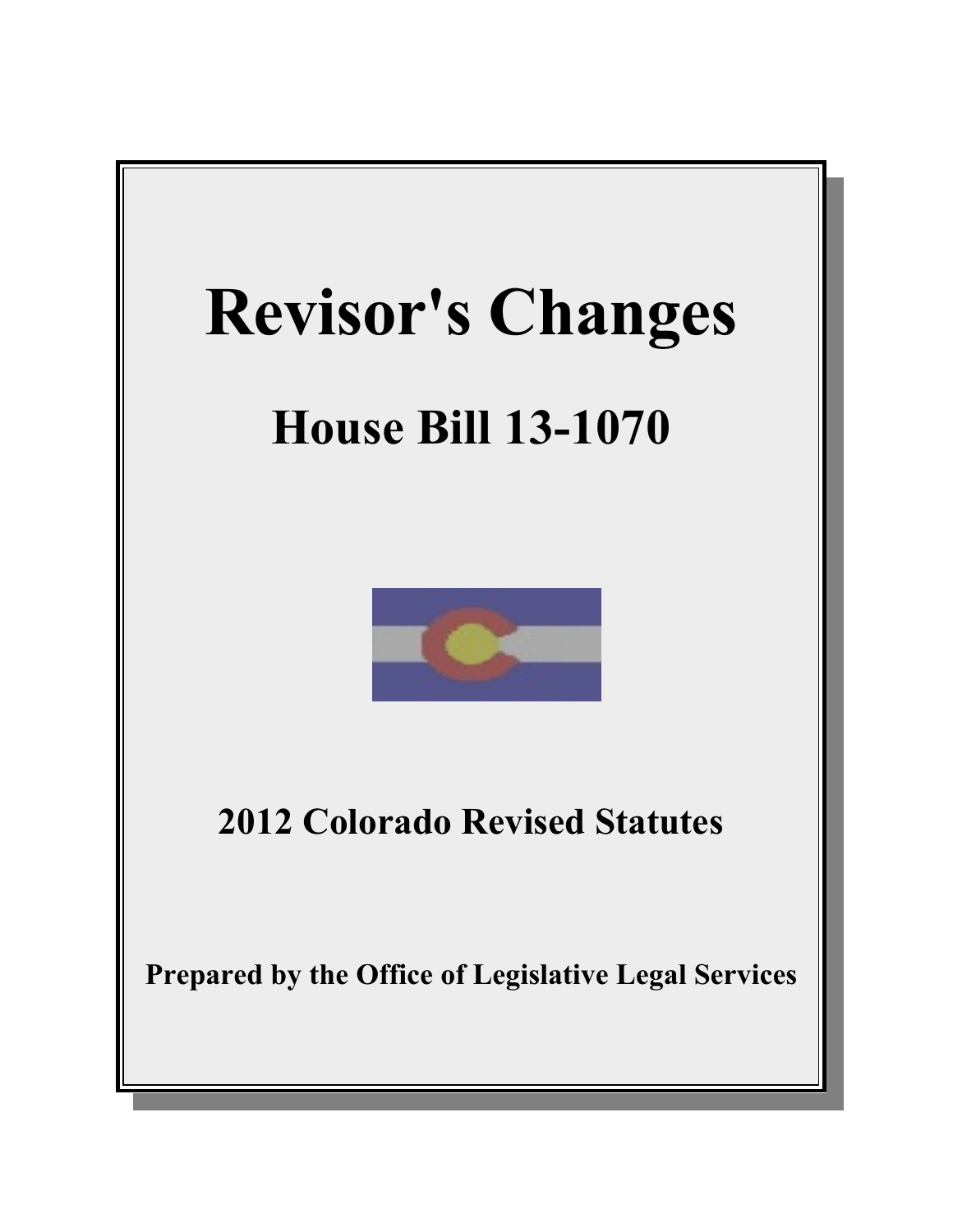# Revisor's Changes

## House Bill 13-1070

### 2012 Colorado Revised Statutes

**Prepared by the Office of Legislative Legal Services**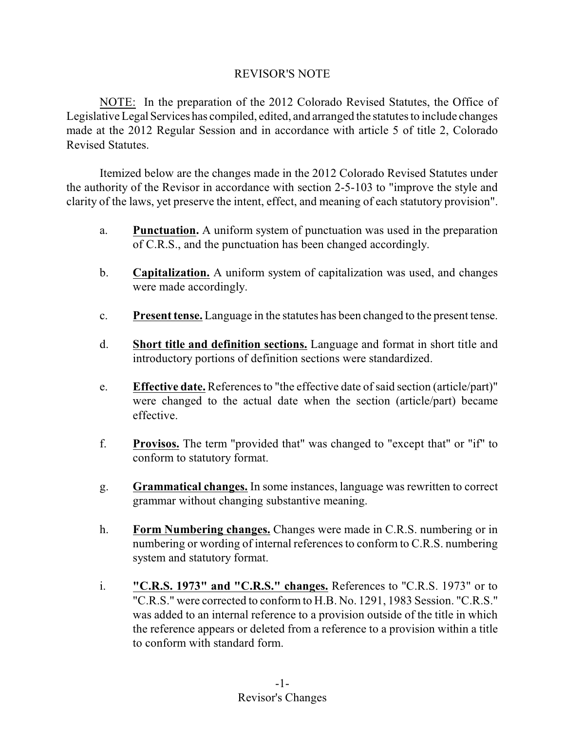# REVISOR'S NOTE

<u>NOTE:</u> In the preparation of the 2012 Colorado Revised Statutes, the Office of Legislative Legal Services has compiled, edited, and arranged the statutes to include changes made at the 2012 Regular Session and in accordance with article 5 of title 2, Colorado Revised Statutes.

Itemized below are the changes made in the 2012 Colorado Revised Statutes under the authority of the Revisor in accordance with section 2-5-103 to "improve the style and clarity of the laws, yet preserve the intent, effect, and meaning of each statutory provision".

a. **<u>Punctuation.</u>** A uniform system of punctuation was used in the preparation of C.R.S., and the punctuation has been changed accordingly.

b. **<u>Capitalization.</u>** A uniform system of capitalization was used, and changes were made accordingly.

c. **<u>Present tense.</u>** Language in the statutes has been changed to the present tense.

d. **<u>Short title and definition sections.</u>** Language and format in short title and introductory portions of definition sections were standardized.

e. **<u>Effective date.</u>** References to "the effective date of said section (article/part)" were changed to the actual date when the section (article/part) became effective.

f. **<u>Provisos.</u>** The term "provided that" was changed to "except that" or "if" to conform to statutory format.

g. **<u>Grammatical changes.</u>** In some instances, language was rewritten to correct grammar without changing substantive meaning.

h. **<u>Form Numbering changes.</u>** Changes were made in C.R.S. numbering or in numbering or wording of internal references to conform to C.R.S. numbering system and statutory format.

i. **<u>"C.R.S. 1973" and "C.R.S." changes.</u>** References to "C.R.S. 1973" or to "C.R.S." were corrected to conform to H.B. No. 1291, 1983 Session. "C.R.S." was added to an internal reference to a provision outside of the title in which the reference appears or deleted from a reference to a provision within a title to conform with standard form.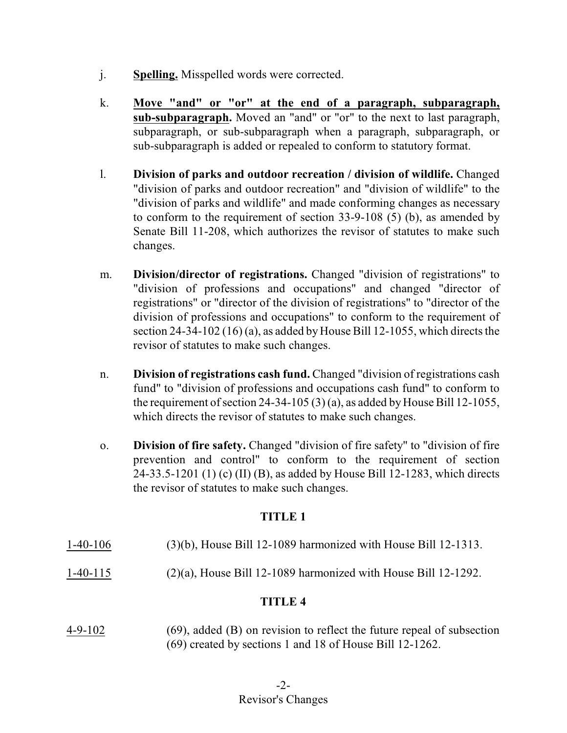j. **Spelling.** Misspelled words were corrected.

k. **Move "and" or "or" at the end of a paragraph, subparagraph, sub-subparagraph.** Moved an "and" or "or" to the next to last paragraph, subparagraph, or sub-subparagraph when a paragraph, subparagraph, or sub-subparagraph is added or repealed to conform to statutory format.

l. **Division of parks and outdoor recreation / division of wildlife.** Changed "division of parks and outdoor recreation" and "division of wildlife" to the "division of parks and wildlife" and made conforming changes as necessary to conform to the requirement of section 33-9-108 (5) (b), as amended by Senate Bill 11-208, which authorizes the revisor of statutes to make such changes.

m. **Division/director of registrations.** Changed "division of registrations" to "division of professions and occupations" and changed "director of registrations" or "director of the division of registrations" to "director of the division of professions and occupations" to conform to the requirement of section 24-34-102 (16) (a), as added by House Bill 12-1055, which directs the revisor of statutes to make such changes.

n. **Division of registrations cash fund.** Changed "division of registrations cash fund" to "division of professions and occupations cash fund" to conform to the requirement of section 24-34-105 (3) (a), as added by House Bill 12-1055, which directs the revisor of statutes to make such changes.

o. **Division of fire safety.** Changed "division of fire safety" to "division of fire prevention and control" to conform to the requirement of section 24-33.5-1201 (1) (c) (II) (B), as added by House Bill 12-1283, which directs the revisor of statutes to make such changes.

## TITLE 1

1-40-106 (3)(b), House Bill 12-1089 harmonized with House Bill 12-1313.

1-40-115 (2)(a), House Bill 12-1089 harmonized with House Bill 12-1292.

## TITLE 4

4-9-102 (69), added (B) on revision to reflect the future repeal of subsection (69) created by sections 1 and 18 of House Bill 12-1262.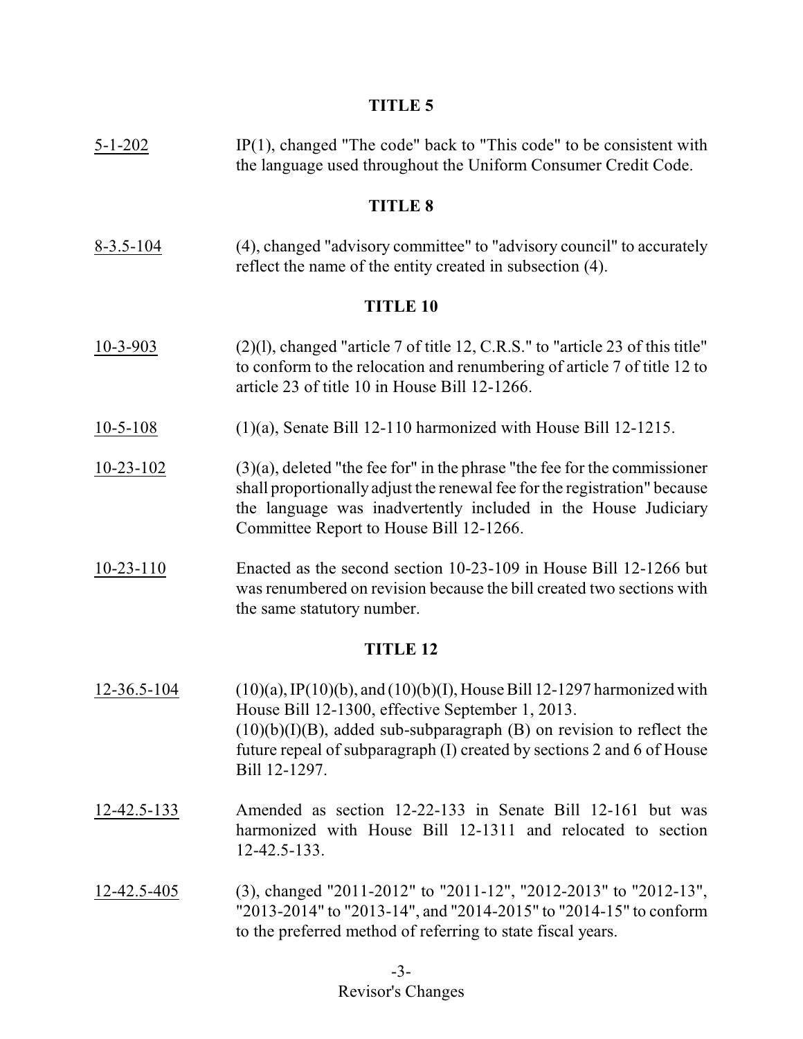## TITLE 5

5-1-202 — IP(1), changed "The code" back to "This code" to be consistent with the language used throughout the Uniform Consumer Credit Code.

## TITLE 8

8-3.5-104 — (4), changed "advisory committee" to "advisory council" to accurately reflect the name of the entity created in subsection (4).

## TITLE 10

10-3-903 — (2)(l), changed "article 7 of title 12, C.R.S." to "article 23 of this title" to conform to the relocation and renumbering of article 7 of title 12 to article 23 of title 10 in House Bill 12-1266.

10-5-108 — (1)(a), Senate Bill 12-110 harmonized with House Bill 12-1215.

10-23-102 — (3)(a), deleted "the fee for" in the phrase "the fee for the commissioner shall proportionally adjust the renewal fee for the registration" because the language was inadvertently included in the House Judiciary Committee Report to House Bill 12-1266.

10-23-110 — Enacted as the second section 10-23-109 in House Bill 12-1266 but was renumbered on revision because the bill created two sections with the same statutory number.

## TITLE 12

12-36.5-104 — (10)(a), IP(10)(b), and (10)(b)(I), House Bill 12-1297 harmonized with House Bill 12-1300, effective September 1, 2013.
(10)(b)(I)(B), added sub-subparagraph (B) on revision to reflect the future repeal of subparagraph (I) created by sections 2 and 6 of House Bill 12-1297.

12-42.5-133 — Amended as section 12-22-133 in Senate Bill 12-161 but was harmonized with House Bill 12-1311 and relocated to section 12-42.5-133.

12-42.5-405 — (3), changed "2011-2012" to "2011-12", "2012-2013" to "2012-13", "2013-2014" to "2013-14", and "2014-2015" to "2014-15" to conform to the preferred method of referring to state fiscal years.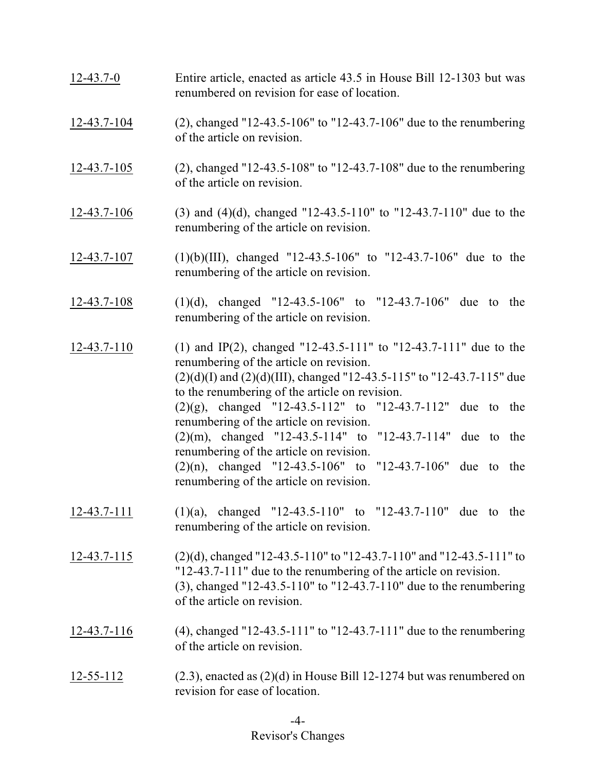<u>12-43.7-0</u> Entire article, enacted as article 43.5 in House Bill 12-1303 but was renumbered on revision for ease of location.

<u>12-43.7-104</u> (2), changed "12-43.5-106" to "12-43.7-106" due to the renumbering of the article on revision.

<u>12-43.7-105</u> (2), changed "12-43.5-108" to "12-43.7-108" due to the renumbering of the article on revision.

<u>12-43.7-106</u> (3) and (4)(d), changed "12-43.5-110" to "12-43.7-110" due to the renumbering of the article on revision.

<u>12-43.7-107</u> (1)(b)(III), changed "12-43.5-106" to "12-43.7-106" due to the renumbering of the article on revision.

<u>12-43.7-108</u> (1)(d), changed "12-43.5-106" to "12-43.7-106" due to the renumbering of the article on revision.

<u>12-43.7-110</u> (1) and IP(2), changed "12-43.5-111" to "12-43.7-111" due to the renumbering of the article on revision.
(2)(d)(I) and (2)(d)(III), changed "12-43.5-115" to "12-43.7-115" due to the renumbering of the article on revision.
(2)(g), changed "12-43.5-112" to "12-43.7-112" due to the renumbering of the article on revision.
(2)(m), changed "12-43.5-114" to "12-43.7-114" due to the renumbering of the article on revision.
(2)(n), changed "12-43.5-106" to "12-43.7-106" due to the renumbering of the article on revision.

<u>12-43.7-111</u> (1)(a), changed "12-43.5-110" to "12-43.7-110" due to the renumbering of the article on revision.

<u>12-43.7-115</u> (2)(d), changed "12-43.5-110" to "12-43.7-110" and "12-43.5-111" to "12-43.7-111" due to the renumbering of the article on revision.
(3), changed "12-43.5-110" to "12-43.7-110" due to the renumbering of the article on revision.

<u>12-43.7-116</u> (4), changed "12-43.5-111" to "12-43.7-111" due to the renumbering of the article on revision.

<u>12-55-112</u> (2.3), enacted as (2)(d) in House Bill 12-1274 but was renumbered on revision for ease of location.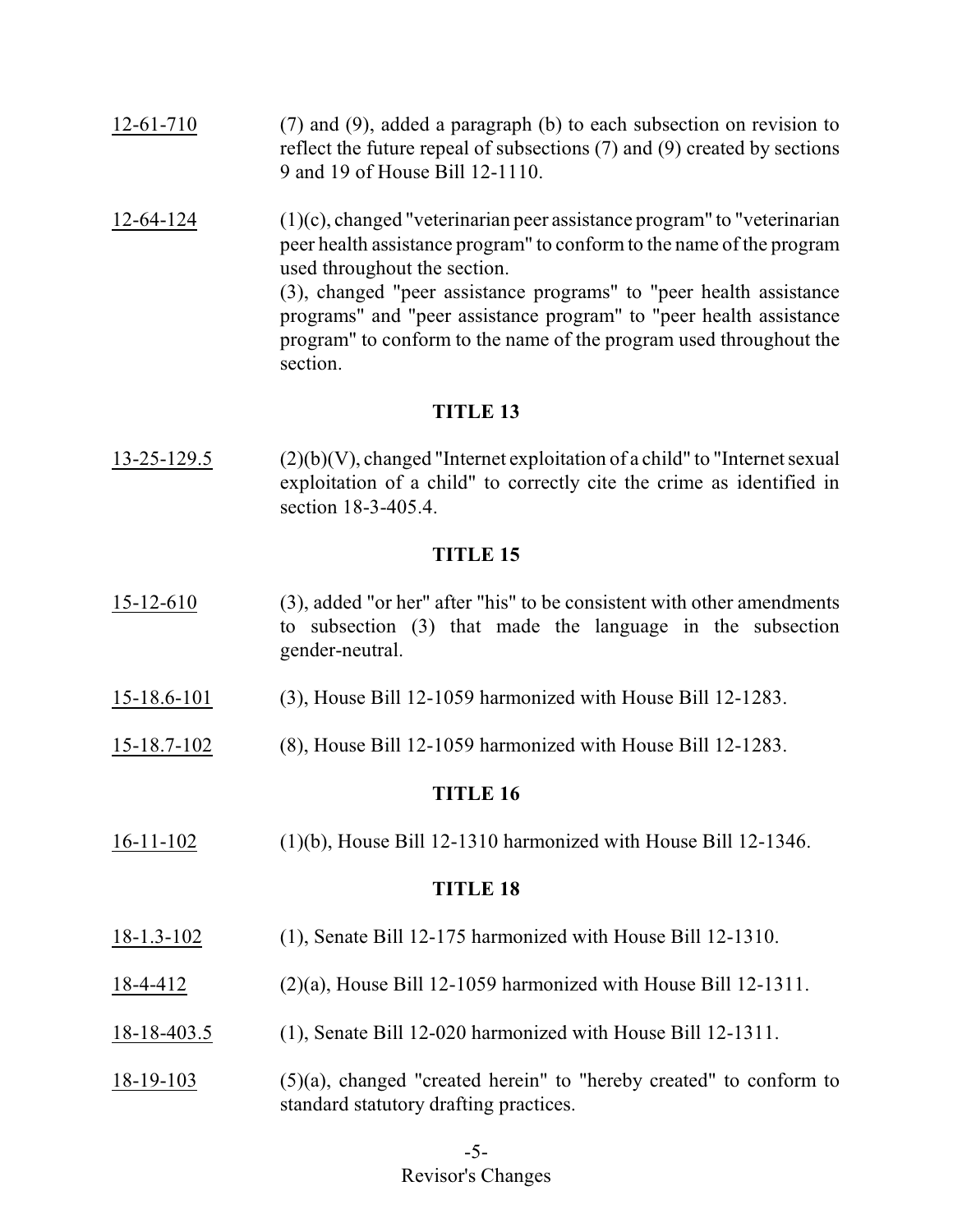12-61-710 (7) and (9), added a paragraph (b) to each subsection on revision to reflect the future repeal of subsections (7) and (9) created by sections 9 and 19 of House Bill 12-1110.

12-64-124 (1)(c), changed "veterinarian peer assistance program" to "veterinarian peer health assistance program" to conform to the name of the program used throughout the section.
(3), changed "peer assistance programs" to "peer health assistance programs" and "peer assistance program" to "peer health assistance program" to conform to the name of the program used throughout the section.

## TITLE 13

13-25-129.5 (2)(b)(V), changed "Internet exploitation of a child" to "Internet sexual exploitation of a child" to correctly cite the crime as identified in section 18-3-405.4.

## TITLE 15

15-12-610 (3), added "or her" after "his" to be consistent with other amendments to subsection (3) that made the language in the subsection gender-neutral.

15-18.6-101 (3), House Bill 12-1059 harmonized with House Bill 12-1283.

15-18.7-102 (8), House Bill 12-1059 harmonized with House Bill 12-1283.

## TITLE 16

16-11-102 (1)(b), House Bill 12-1310 harmonized with House Bill 12-1346.

## TITLE 18

18-1.3-102 (1), Senate Bill 12-175 harmonized with House Bill 12-1310.

18-4-412 (2)(a), House Bill 12-1059 harmonized with House Bill 12-1311.

18-18-403.5 (1), Senate Bill 12-020 harmonized with House Bill 12-1311.

18-19-103 (5)(a), changed "created herein" to "hereby created" to conform to standard statutory drafting practices.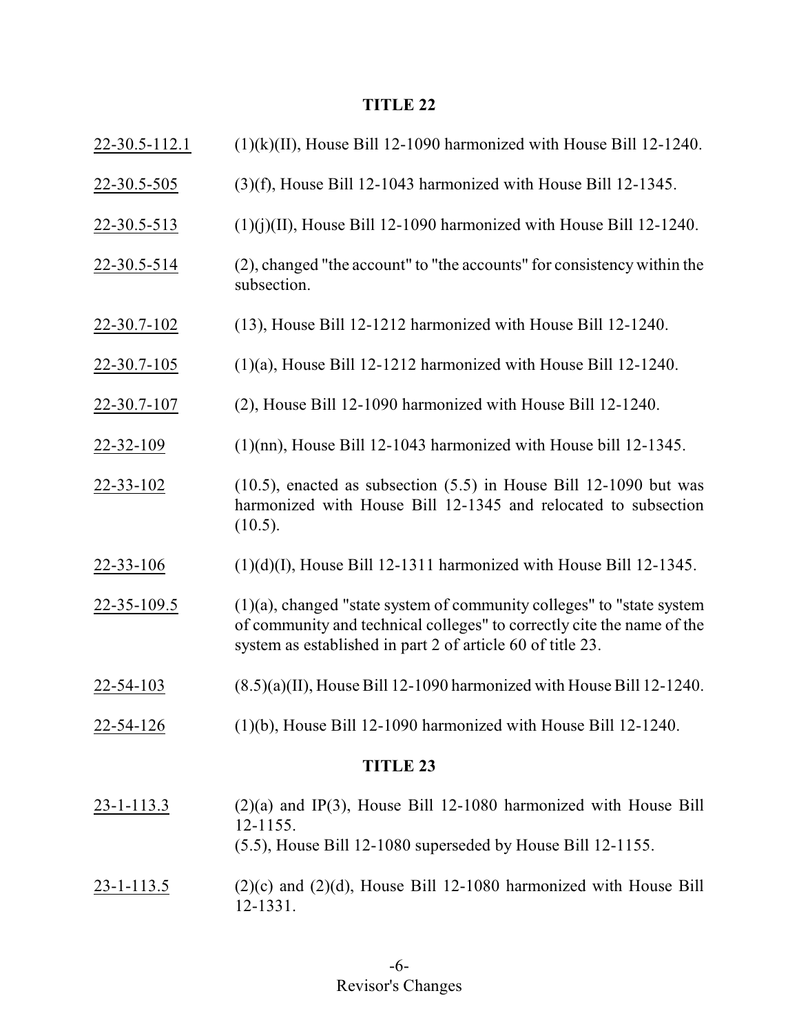## TITLE 22

22-30.5-112.1 (1)(k)(II), House Bill 12-1090 harmonized with House Bill 12-1240.

22-30.5-505 (3)(f), House Bill 12-1043 harmonized with House Bill 12-1345.

22-30.5-513 (1)(j)(II), House Bill 12-1090 harmonized with House Bill 12-1240.

22-30.5-514 (2), changed "the account" to "the accounts" for consistency within the subsection.

22-30.7-102 (13), House Bill 12-1212 harmonized with House Bill 12-1240.

22-30.7-105 (1)(a), House Bill 12-1212 harmonized with House Bill 12-1240.

22-30.7-107 (2), House Bill 12-1090 harmonized with House Bill 12-1240.

22-32-109 (1)(nn), House Bill 12-1043 harmonized with House bill 12-1345.

22-33-102 (10.5), enacted as subsection (5.5) in House Bill 12-1090 but was harmonized with House Bill 12-1345 and relocated to subsection (10.5).

22-33-106 (1)(d)(I), House Bill 12-1311 harmonized with House Bill 12-1345.

22-35-109.5 (1)(a), changed "state system of community colleges" to "state system of community and technical colleges" to correctly cite the name of the system as established in part 2 of article 60 of title 23.

22-54-103 (8.5)(a)(II), House Bill 12-1090 harmonized with House Bill 12-1240.

22-54-126 (1)(b), House Bill 12-1090 harmonized with House Bill 12-1240.

## TITLE 23

23-1-113.3 (2)(a) and IP(3), House Bill 12-1080 harmonized with House Bill 12-1155.
(5.5), House Bill 12-1080 superseded by House Bill 12-1155.

23-1-113.5 (2)(c) and (2)(d), House Bill 12-1080 harmonized with House Bill 12-1331.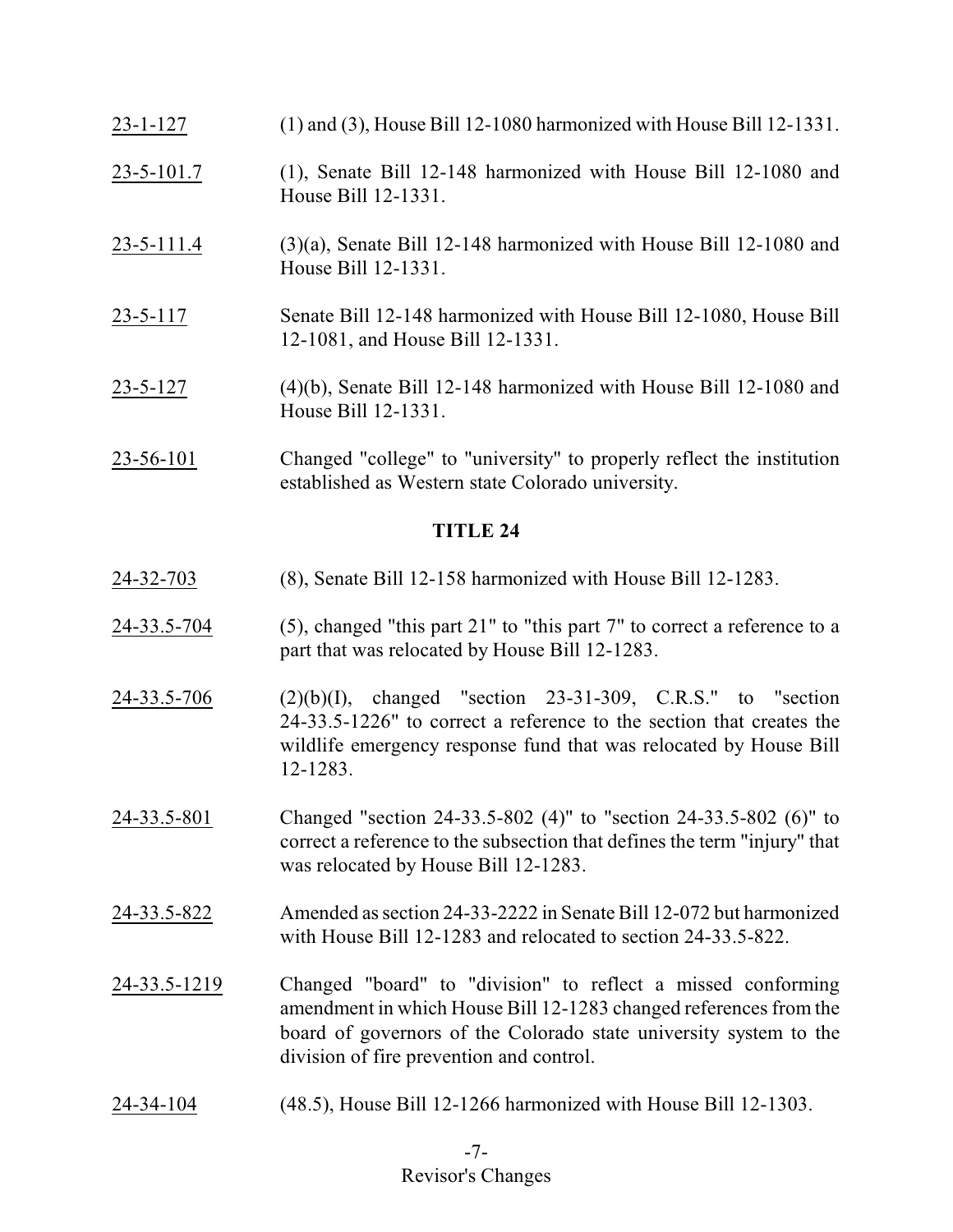23-1-127 (1) and (3), House Bill 12-1080 harmonized with House Bill 12-1331.

23-5-101.7 (1), Senate Bill 12-148 harmonized with House Bill 12-1080 and House Bill 12-1331.

23-5-111.4 (3)(a), Senate Bill 12-148 harmonized with House Bill 12-1080 and House Bill 12-1331.

23-5-117 Senate Bill 12-148 harmonized with House Bill 12-1080, House Bill 12-1081, and House Bill 12-1331.

23-5-127 (4)(b), Senate Bill 12-148 harmonized with House Bill 12-1080 and House Bill 12-1331.

23-56-101 Changed "college" to "university" to properly reflect the institution established as Western state Colorado university.

## TITLE 24

24-32-703 (8), Senate Bill 12-158 harmonized with House Bill 12-1283.

24-33.5-704 (5), changed "this part 21" to "this part 7" to correct a reference to a part that was relocated by House Bill 12-1283.

24-33.5-706 (2)(b)(I), changed "section 23-31-309, C.R.S." to "section 24-33.5-1226" to correct a reference to the section that creates the wildlife emergency response fund that was relocated by House Bill 12-1283.

24-33.5-801 Changed "section 24-33.5-802 (4)" to "section 24-33.5-802 (6)" to correct a reference to the subsection that defines the term "injury" that was relocated by House Bill 12-1283.

24-33.5-822 Amended as section 24-33-2222 in Senate Bill 12-072 but harmonized with House Bill 12-1283 and relocated to section 24-33.5-822.

24-33.5-1219 Changed "board" to "division" to reflect a missed conforming amendment in which House Bill 12-1283 changed references from the board of governors of the Colorado state university system to the division of fire prevention and control.

24-34-104 (48.5), House Bill 12-1266 harmonized with House Bill 12-1303.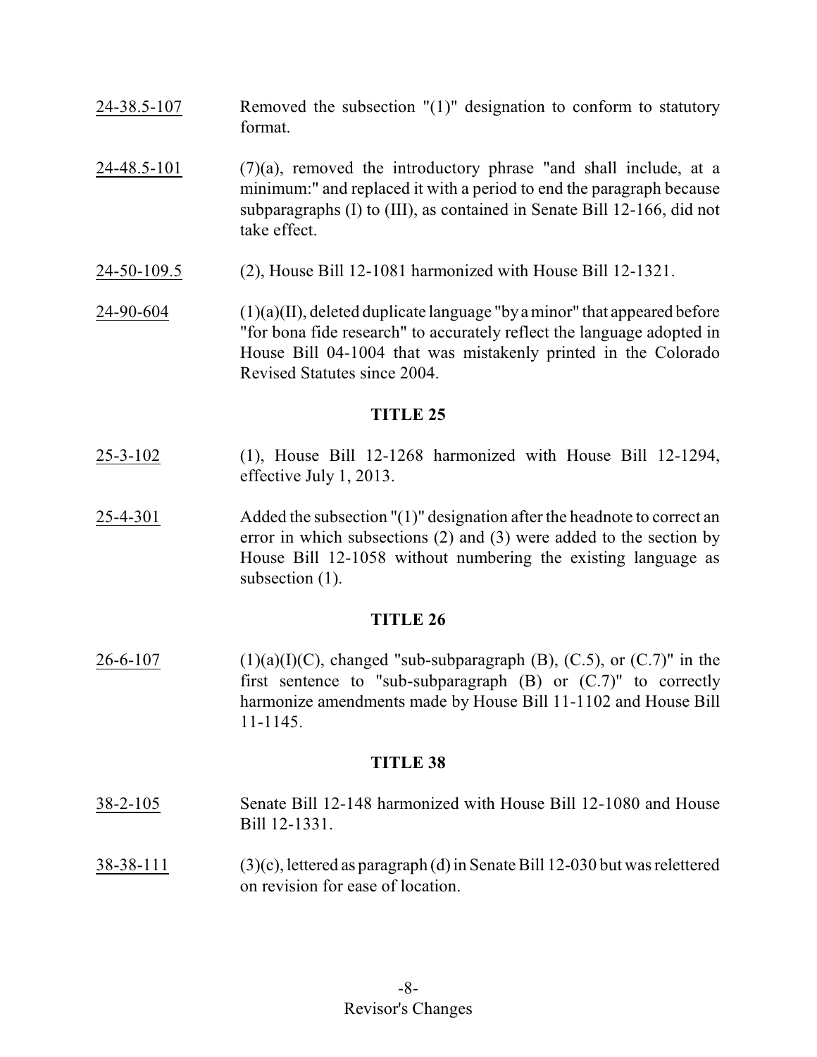24-38.5-107 Removed the subsection "(1)" designation to conform to statutory format.

24-48.5-101 (7)(a), removed the introductory phrase "and shall include, at a minimum:" and replaced it with a period to end the paragraph because subparagraphs (I) to (III), as contained in Senate Bill 12-166, did not take effect.

24-50-109.5 (2), House Bill 12-1081 harmonized with House Bill 12-1321.

24-90-604 (1)(a)(II), deleted duplicate language "by a minor" that appeared before "for bona fide research" to accurately reflect the language adopted in House Bill 04-1004 that was mistakenly printed in the Colorado Revised Statutes since 2004.

## TITLE 25

25-3-102 (1), House Bill 12-1268 harmonized with House Bill 12-1294, effective July 1, 2013.

25-4-301 Added the subsection "(1)" designation after the headnote to correct an error in which subsections (2) and (3) were added to the section by House Bill 12-1058 without numbering the existing language as subsection (1).

## TITLE 26

26-6-107 (1)(a)(I)(C), changed "sub-subparagraph (B), (C.5), or (C.7)" in the first sentence to "sub-subparagraph (B) or (C.7)" to correctly harmonize amendments made by House Bill 11-1102 and House Bill 11-1145.

## TITLE 38

38-2-105 Senate Bill 12-148 harmonized with House Bill 12-1080 and House Bill 12-1331.

38-38-111 (3)(c), lettered as paragraph (d) in Senate Bill 12-030 but was relettered on revision for ease of location.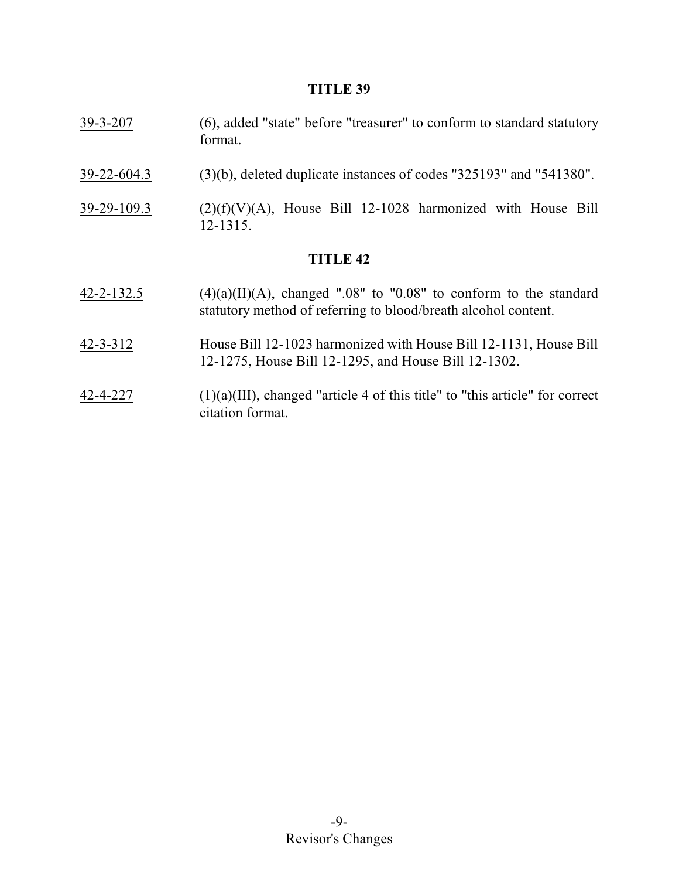## TITLE 39

| | |
|---|---|
| 39-3-207 | (6), added "state" before "treasurer" to conform to standard statutory format. |
| 39-22-604.3 | (3)(b), deleted duplicate instances of codes "325193" and "541380". |
| 39-29-109.3 | (2)(f)(V)(A), House Bill 12-1028 harmonized with House Bill 12-1315. |

## TITLE 42

| | |
|---|---|
| 42-2-132.5 | (4)(a)(II)(A), changed ".08" to "0.08" to conform to the standard statutory method of referring to blood/breath alcohol content. |
| 42-3-312 | House Bill 12-1023 harmonized with House Bill 12-1131, House Bill 12-1275, House Bill 12-1295, and House Bill 12-1302. |
| 42-4-227 | (1)(a)(III), changed "article 4 of this title" to "this article" for correct citation format. |